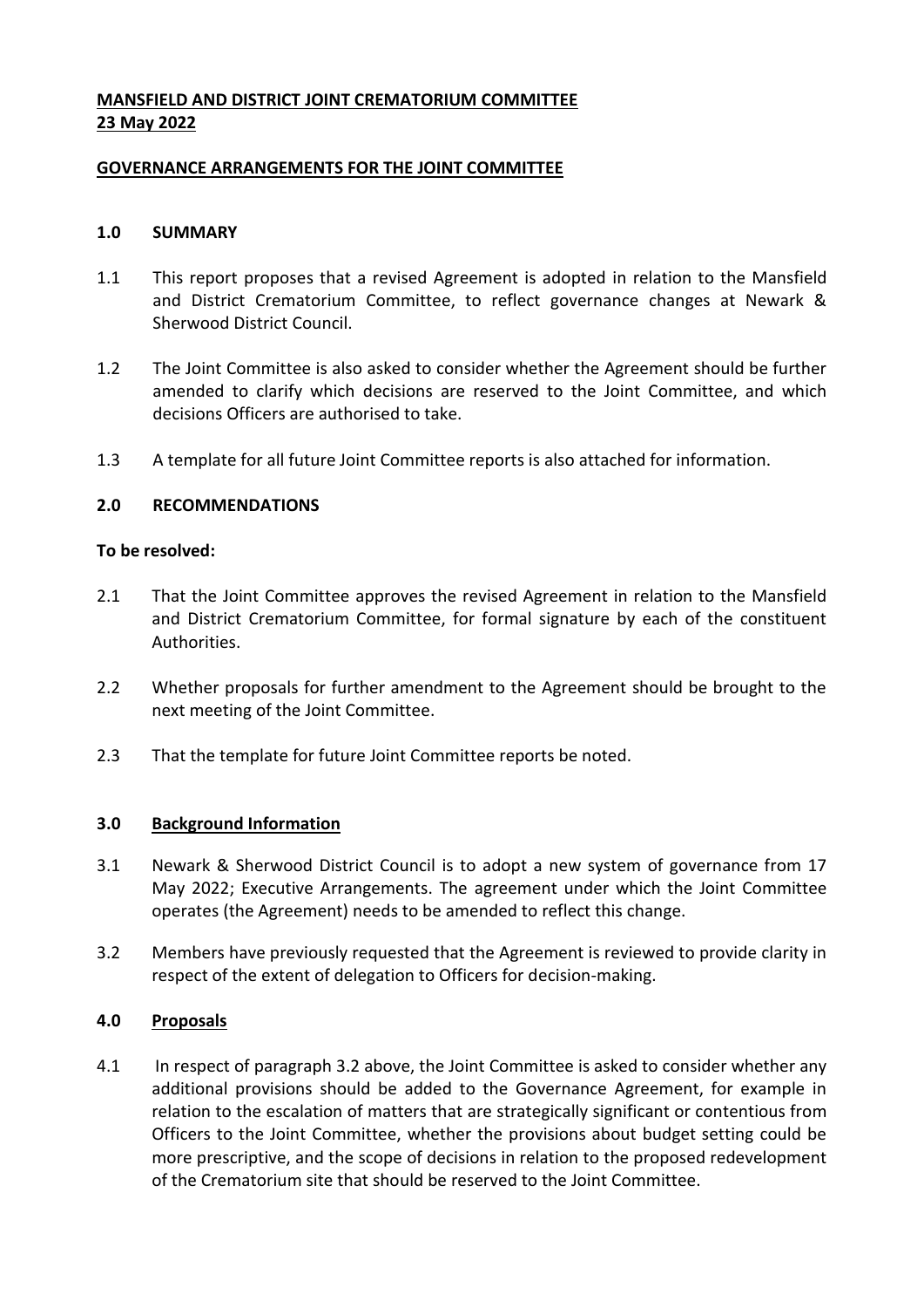**MANSFIELD AND DISTRICT JOINT CREMATORIUM COMMITTEE**
**23 May 2022**

**GOVERNANCE ARRANGEMENTS FOR THE JOINT COMMITTEE**

## 1.0 SUMMARY

1.1 This report proposes that a revised Agreement is adopted in relation to the Mansfield and District Crematorium Committee, to reflect governance changes at Newark & Sherwood District Council.

1.2 The Joint Committee is also asked to consider whether the Agreement should be further amended to clarify which decisions are reserved to the Joint Committee, and which decisions Officers are authorised to take.

1.3 A template for all future Joint Committee reports is also attached for information.

## 2.0 RECOMMENDATIONS

**To be resolved:**

2.1 That the Joint Committee approves the revised Agreement in relation to the Mansfield and District Crematorium Committee, for formal signature by each of the constituent Authorities.

2.2 Whether proposals for further amendment to the Agreement should be brought to the next meeting of the Joint Committee.

2.3 That the template for future Joint Committee reports be noted.

## 3.0 Background Information

3.1 Newark & Sherwood District Council is to adopt a new system of governance from 17 May 2022; Executive Arrangements. The agreement under which the Joint Committee operates (the Agreement) needs to be amended to reflect this change.

3.2 Members have previously requested that the Agreement is reviewed to provide clarity in respect of the extent of delegation to Officers for decision-making.

## 4.0 Proposals

4.1 In respect of paragraph 3.2 above, the Joint Committee is asked to consider whether any additional provisions should be added to the Governance Agreement, for example in relation to the escalation of matters that are strategically significant or contentious from Officers to the Joint Committee, whether the provisions about budget setting could be more prescriptive, and the scope of decisions in relation to the proposed redevelopment of the Crematorium site that should be reserved to the Joint Committee.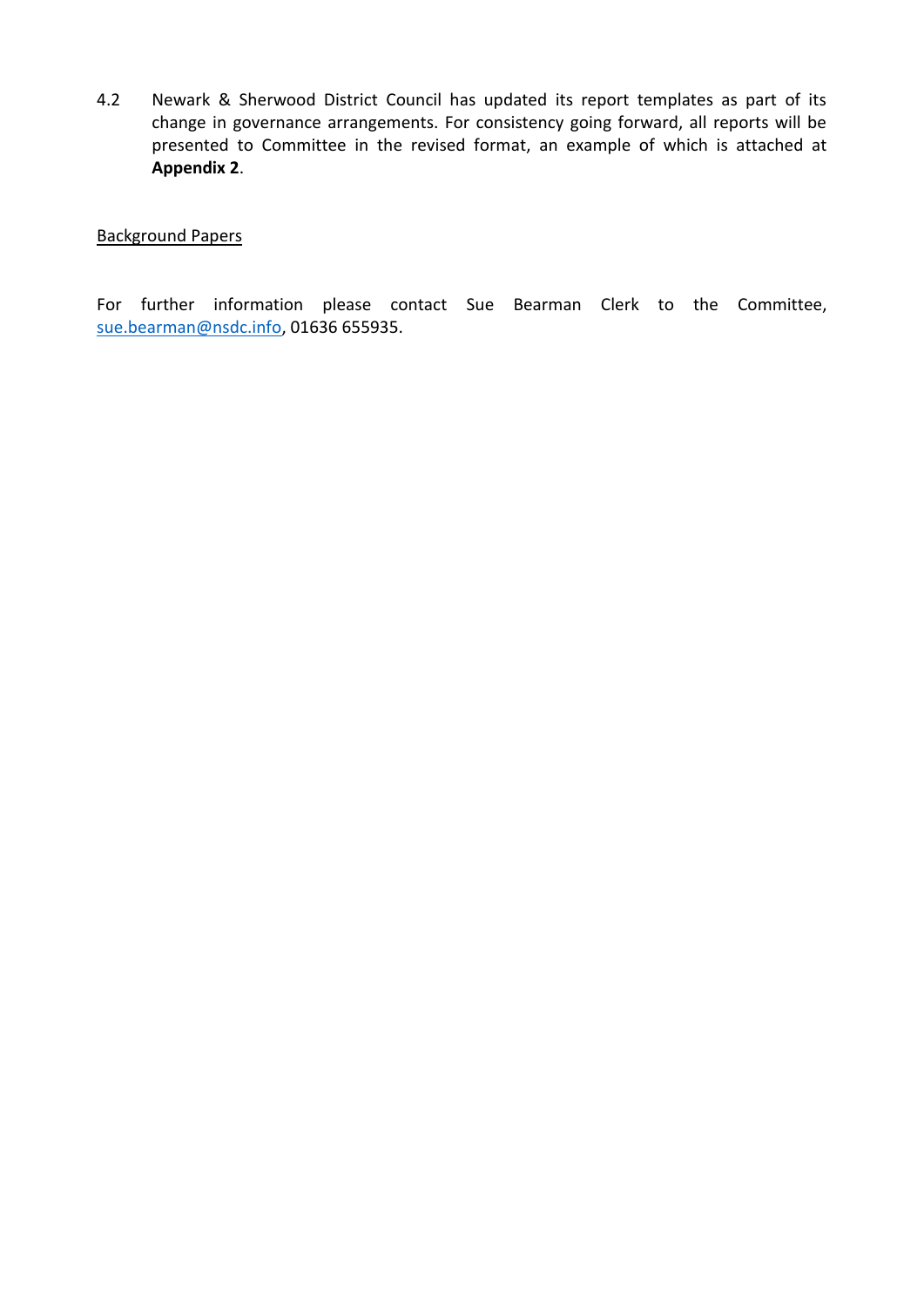4.2 Newark & Sherwood District Council has updated its report templates as part of its change in governance arrangements. For consistency going forward, all reports will be presented to Committee in the revised format, an example of which is attached at **Appendix 2**.

<u>Background Papers</u>

For further information please contact Sue Bearman Clerk to the Committee, sue.bearman@nsdc.info, 01636 655935.